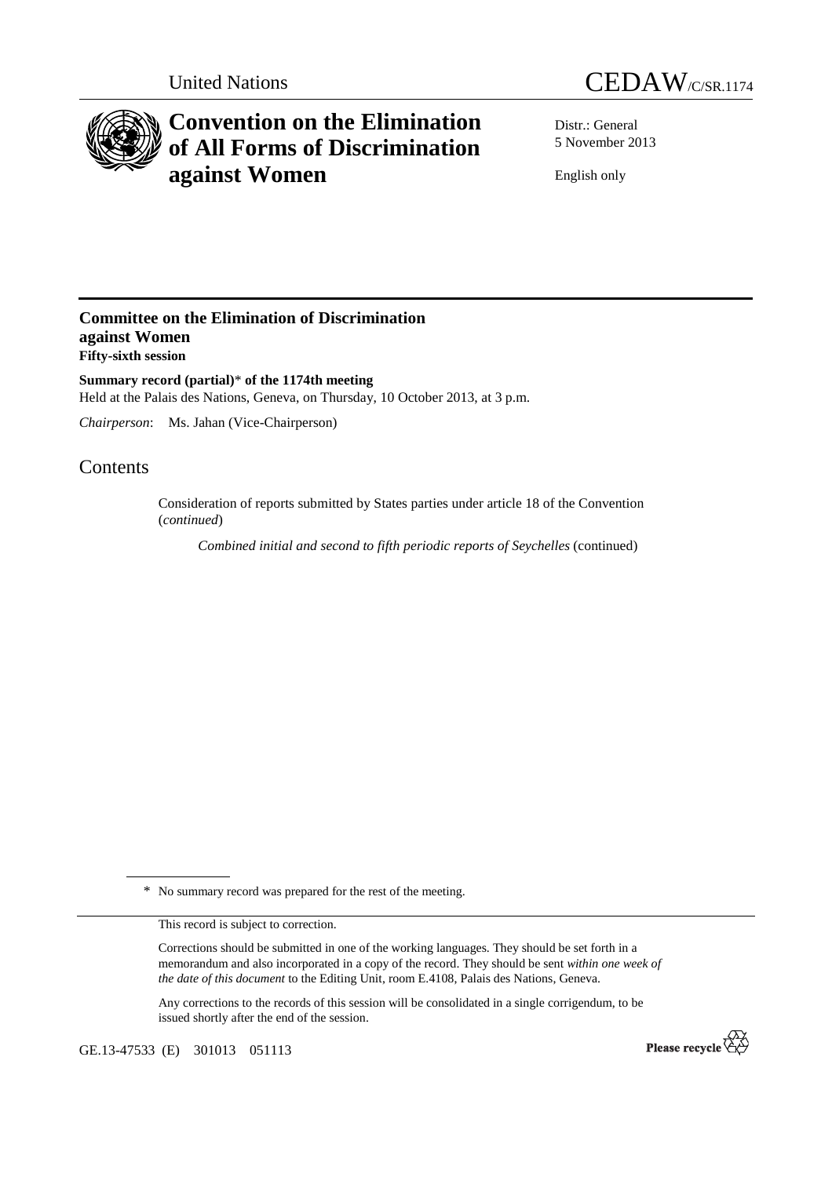United Nations

# CEDAW/C/SR.1174

# Convention on the Elimination of All Forms of Discrimination against Women

Distr.: General
5 November 2013

English only

## Committee on the Elimination of Discrimination against Women

**Fifty-sixth session**

**Summary record (partial)\* of the 1174th meeting**

Held at the Palais des Nations, Geneva, on Thursday, 10 October 2013, at 3 p.m.

*Chairperson*: Ms. Jahan (Vice-Chairperson)

## Contents

Consideration of reports submitted by States parties under article 18 of the Convention (*continued*)

*Combined initial and second to fifth periodic reports of Seychelles* (continued)

\* No summary record was prepared for the rest of the meeting.

This record is subject to correction.

Corrections should be submitted in one of the working languages. They should be set forth in a memorandum and also incorporated in a copy of the record. They should be sent *within one week of the date of this document* to the Editing Unit, room E.4108, Palais des Nations, Geneva.

Any corrections to the records of this session will be consolidated in a single corrigendum, to be issued shortly after the end of the session.

GE.13-47533 (E) 301013 051113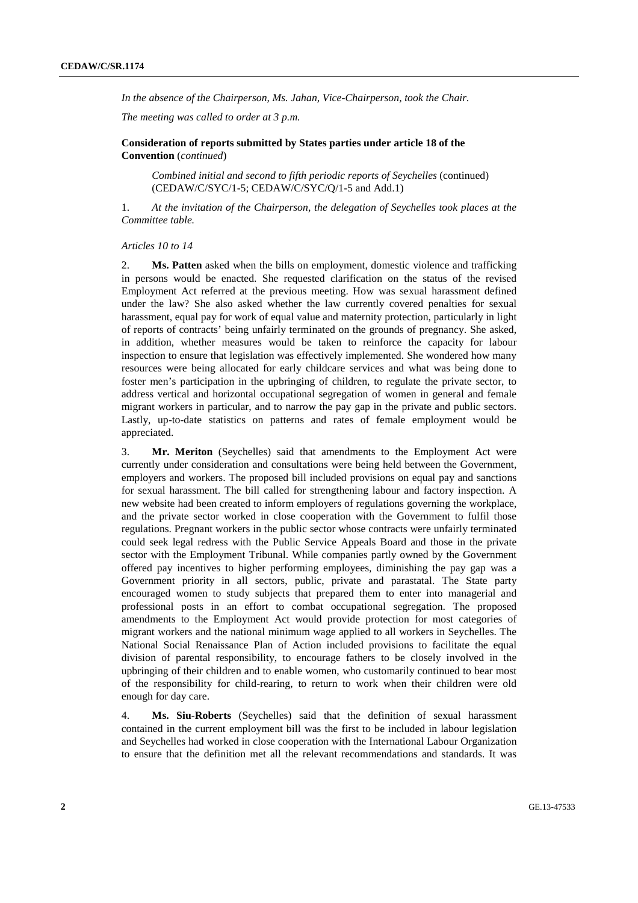*In the absence of the Chairperson, Ms. Jahan, Vice-Chairperson, took the Chair.*

*The meeting was called to order at 3 p.m.*

**Consideration of reports submitted by States parties under article 18 of the Convention** (*continued*)

*Combined initial and second to fifth periodic reports of Seychelles* (continued) (CEDAW/C/SYC/1-5; CEDAW/C/SYC/Q/1-5 and Add.1)

1. *At the invitation of the Chairperson, the delegation of Seychelles took places at the Committee table.*

*Articles 10 to 14*

2. **Ms. Patten** asked when the bills on employment, domestic violence and trafficking in persons would be enacted. She requested clarification on the status of the revised Employment Act referred at the previous meeting. How was sexual harassment defined under the law? She also asked whether the law currently covered penalties for sexual harassment, equal pay for work of equal value and maternity protection, particularly in light of reports of contracts' being unfairly terminated on the grounds of pregnancy. She asked, in addition, whether measures would be taken to reinforce the capacity for labour inspection to ensure that legislation was effectively implemented. She wondered how many resources were being allocated for early childcare services and what was being done to foster men's participation in the upbringing of children, to regulate the private sector, to address vertical and horizontal occupational segregation of women in general and female migrant workers in particular, and to narrow the pay gap in the private and public sectors. Lastly, up-to-date statistics on patterns and rates of female employment would be appreciated.

3. **Mr. Meriton** (Seychelles) said that amendments to the Employment Act were currently under consideration and consultations were being held between the Government, employers and workers. The proposed bill included provisions on equal pay and sanctions for sexual harassment. The bill called for strengthening labour and factory inspection. A new website had been created to inform employers of regulations governing the workplace, and the private sector worked in close cooperation with the Government to fulfil those regulations. Pregnant workers in the public sector whose contracts were unfairly terminated could seek legal redress with the Public Service Appeals Board and those in the private sector with the Employment Tribunal. While companies partly owned by the Government offered pay incentives to higher performing employees, diminishing the pay gap was a Government priority in all sectors, public, private and parastatal. The State party encouraged women to study subjects that prepared them to enter into managerial and professional posts in an effort to combat occupational segregation. The proposed amendments to the Employment Act would provide protection for most categories of migrant workers and the national minimum wage applied to all workers in Seychelles. The National Social Renaissance Plan of Action included provisions to facilitate the equal division of parental responsibility, to encourage fathers to be closely involved in the upbringing of their children and to enable women, who customarily continued to bear most of the responsibility for child-rearing, to return to work when their children were old enough for day care.

4. **Ms. Siu-Roberts** (Seychelles) said that the definition of sexual harassment contained in the current employment bill was the first to be included in labour legislation and Seychelles had worked in close cooperation with the International Labour Organization to ensure that the definition met all the relevant recommendations and standards. It was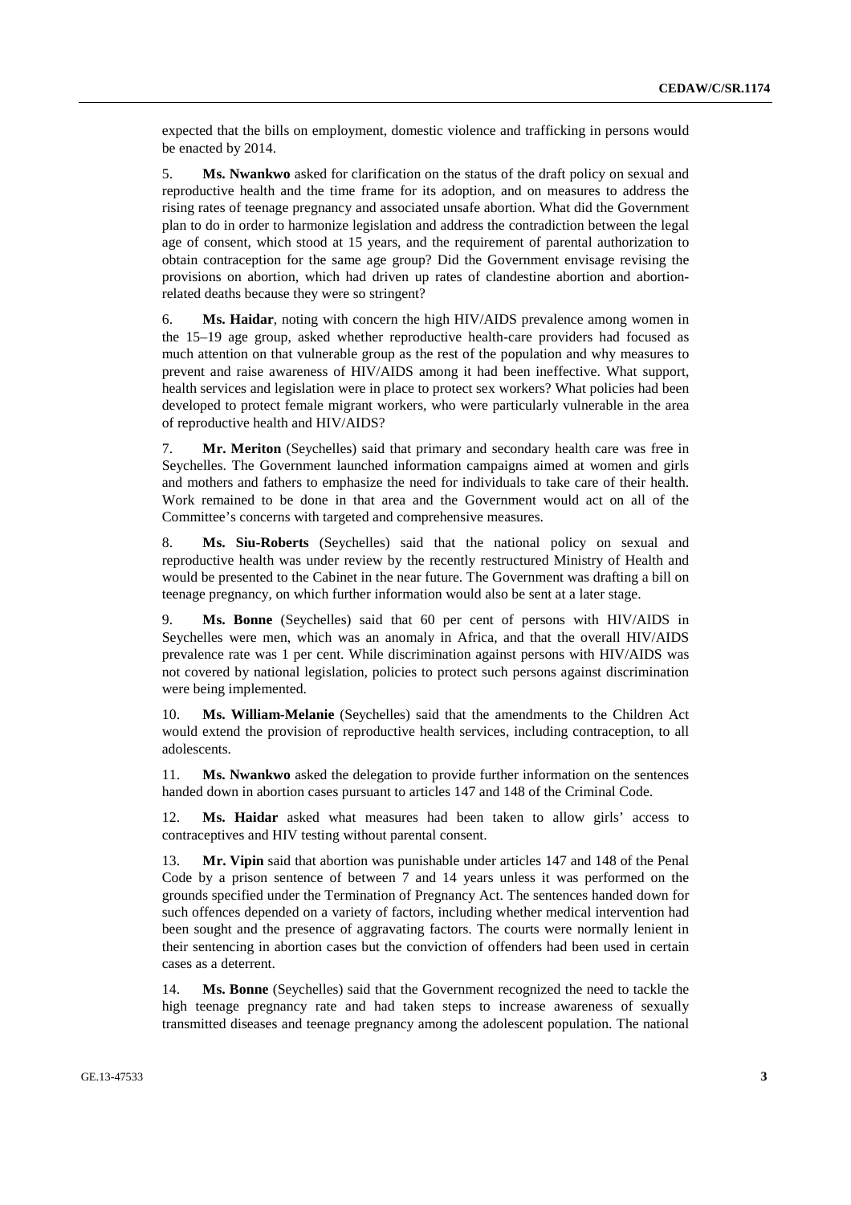expected that the bills on employment, domestic violence and trafficking in persons would be enacted by 2014.

5. **Ms. Nwankwo** asked for clarification on the status of the draft policy on sexual and reproductive health and the time frame for its adoption, and on measures to address the rising rates of teenage pregnancy and associated unsafe abortion. What did the Government plan to do in order to harmonize legislation and address the contradiction between the legal age of consent, which stood at 15 years, and the requirement of parental authorization to obtain contraception for the same age group? Did the Government envisage revising the provisions on abortion, which had driven up rates of clandestine abortion and abortion-related deaths because they were so stringent?

6. **Ms. Haidar**, noting with concern the high HIV/AIDS prevalence among women in the 15–19 age group, asked whether reproductive health-care providers had focused as much attention on that vulnerable group as the rest of the population and why measures to prevent and raise awareness of HIV/AIDS among it had been ineffective. What support, health services and legislation were in place to protect sex workers? What policies had been developed to protect female migrant workers, who were particularly vulnerable in the area of reproductive health and HIV/AIDS?

7. **Mr. Meriton** (Seychelles) said that primary and secondary health care was free in Seychelles. The Government launched information campaigns aimed at women and girls and mothers and fathers to emphasize the need for individuals to take care of their health. Work remained to be done in that area and the Government would act on all of the Committee's concerns with targeted and comprehensive measures.

8. **Ms. Siu-Roberts** (Seychelles) said that the national policy on sexual and reproductive health was under review by the recently restructured Ministry of Health and would be presented to the Cabinet in the near future. The Government was drafting a bill on teenage pregnancy, on which further information would also be sent at a later stage.

9. **Ms. Bonne** (Seychelles) said that 60 per cent of persons with HIV/AIDS in Seychelles were men, which was an anomaly in Africa, and that the overall HIV/AIDS prevalence rate was 1 per cent. While discrimination against persons with HIV/AIDS was not covered by national legislation, policies to protect such persons against discrimination were being implemented.

10. **Ms. William-Melanie** (Seychelles) said that the amendments to the Children Act would extend the provision of reproductive health services, including contraception, to all adolescents.

11. **Ms. Nwankwo** asked the delegation to provide further information on the sentences handed down in abortion cases pursuant to articles 147 and 148 of the Criminal Code.

12. **Ms. Haidar** asked what measures had been taken to allow girls' access to contraceptives and HIV testing without parental consent.

13. **Mr. Vipin** said that abortion was punishable under articles 147 and 148 of the Penal Code by a prison sentence of between 7 and 14 years unless it was performed on the grounds specified under the Termination of Pregnancy Act. The sentences handed down for such offences depended on a variety of factors, including whether medical intervention had been sought and the presence of aggravating factors. The courts were normally lenient in their sentencing in abortion cases but the conviction of offenders had been used in certain cases as a deterrent.

14. **Ms. Bonne** (Seychelles) said that the Government recognized the need to tackle the high teenage pregnancy rate and had taken steps to increase awareness of sexually transmitted diseases and teenage pregnancy among the adolescent population. The national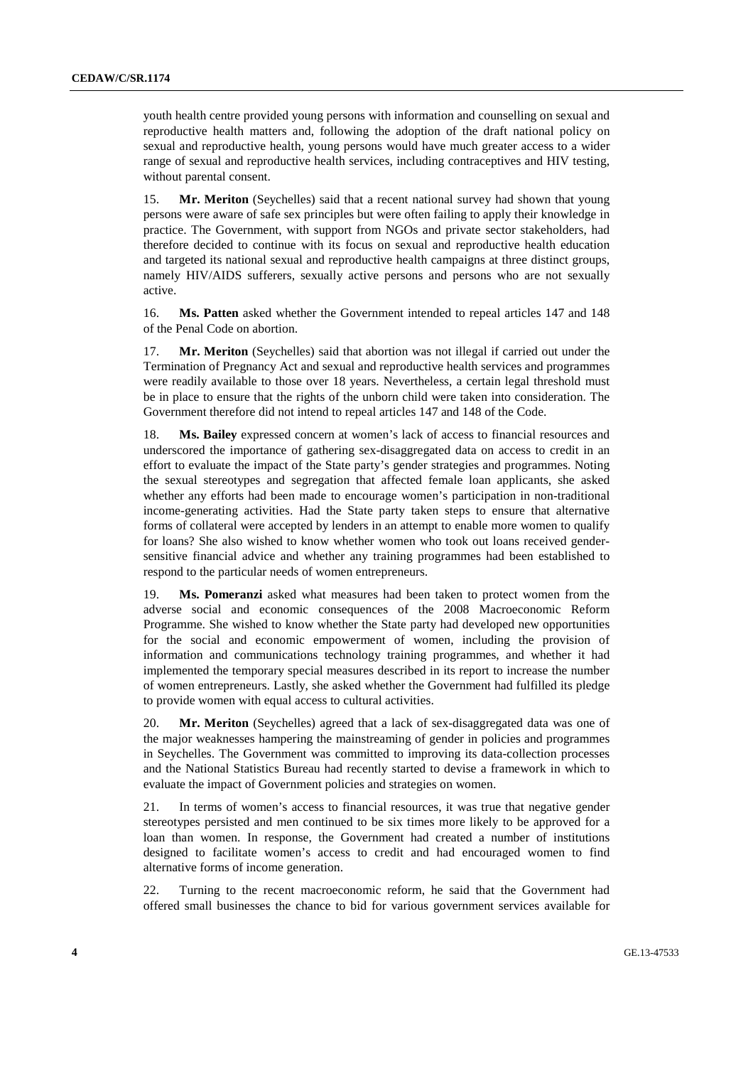youth health centre provided young persons with information and counselling on sexual and reproductive health matters and, following the adoption of the draft national policy on sexual and reproductive health, young persons would have much greater access to a wider range of sexual and reproductive health services, including contraceptives and HIV testing, without parental consent.

15. **Mr. Meriton** (Seychelles) said that a recent national survey had shown that young persons were aware of safe sex principles but were often failing to apply their knowledge in practice. The Government, with support from NGOs and private sector stakeholders, had therefore decided to continue with its focus on sexual and reproductive health education and targeted its national sexual and reproductive health campaigns at three distinct groups, namely HIV/AIDS sufferers, sexually active persons and persons who are not sexually active.

16. **Ms. Patten** asked whether the Government intended to repeal articles 147 and 148 of the Penal Code on abortion.

17. **Mr. Meriton** (Seychelles) said that abortion was not illegal if carried out under the Termination of Pregnancy Act and sexual and reproductive health services and programmes were readily available to those over 18 years. Nevertheless, a certain legal threshold must be in place to ensure that the rights of the unborn child were taken into consideration. The Government therefore did not intend to repeal articles 147 and 148 of the Code.

18. **Ms. Bailey** expressed concern at women's lack of access to financial resources and underscored the importance of gathering sex-disaggregated data on access to credit in an effort to evaluate the impact of the State party's gender strategies and programmes. Noting the sexual stereotypes and segregation that affected female loan applicants, she asked whether any efforts had been made to encourage women's participation in non-traditional income-generating activities. Had the State party taken steps to ensure that alternative forms of collateral were accepted by lenders in an attempt to enable more women to qualify for loans? She also wished to know whether women who took out loans received gender-sensitive financial advice and whether any training programmes had been established to respond to the particular needs of women entrepreneurs.

19. **Ms. Pomeranzi** asked what measures had been taken to protect women from the adverse social and economic consequences of the 2008 Macroeconomic Reform Programme. She wished to know whether the State party had developed new opportunities for the social and economic empowerment of women, including the provision of information and communications technology training programmes, and whether it had implemented the temporary special measures described in its report to increase the number of women entrepreneurs. Lastly, she asked whether the Government had fulfilled its pledge to provide women with equal access to cultural activities.

20. **Mr. Meriton** (Seychelles) agreed that a lack of sex-disaggregated data was one of the major weaknesses hampering the mainstreaming of gender in policies and programmes in Seychelles. The Government was committed to improving its data-collection processes and the National Statistics Bureau had recently started to devise a framework in which to evaluate the impact of Government policies and strategies on women.

21. In terms of women's access to financial resources, it was true that negative gender stereotypes persisted and men continued to be six times more likely to be approved for a loan than women. In response, the Government had created a number of institutions designed to facilitate women's access to credit and had encouraged women to find alternative forms of income generation.

22. Turning to the recent macroeconomic reform, he said that the Government had offered small businesses the chance to bid for various government services available for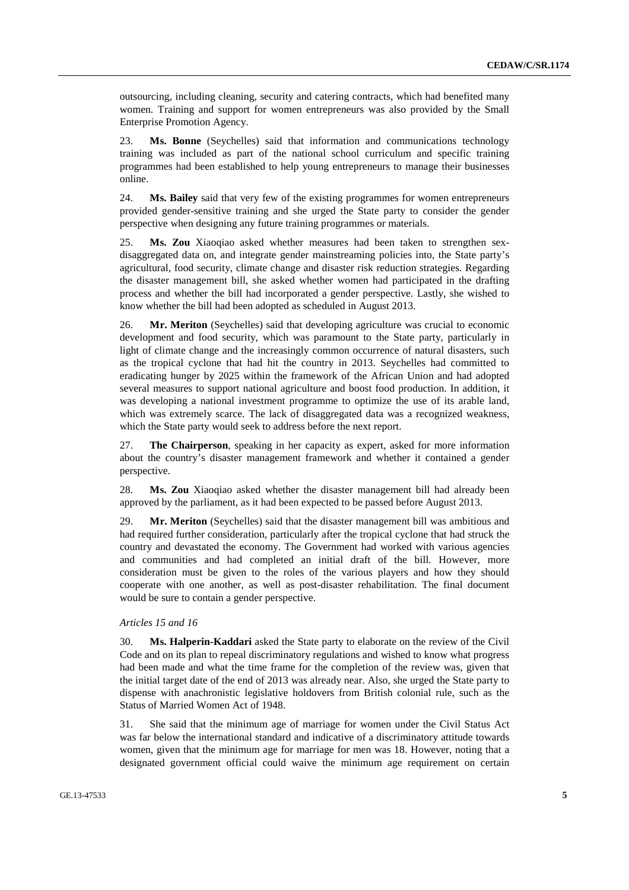outsourcing, including cleaning, security and catering contracts, which had benefited many women. Training and support for women entrepreneurs was also provided by the Small Enterprise Promotion Agency.

23. **Ms. Bonne** (Seychelles) said that information and communications technology training was included as part of the national school curriculum and specific training programmes had been established to help young entrepreneurs to manage their businesses online.

24. **Ms. Bailey** said that very few of the existing programmes for women entrepreneurs provided gender-sensitive training and she urged the State party to consider the gender perspective when designing any future training programmes or materials.

25. **Ms. Zou** Xiaoqiao asked whether measures had been taken to strengthen sex-disaggregated data on, and integrate gender mainstreaming policies into, the State party's agricultural, food security, climate change and disaster risk reduction strategies. Regarding the disaster management bill, she asked whether women had participated in the drafting process and whether the bill had incorporated a gender perspective. Lastly, she wished to know whether the bill had been adopted as scheduled in August 2013.

26. **Mr. Meriton** (Seychelles) said that developing agriculture was crucial to economic development and food security, which was paramount to the State party, particularly in light of climate change and the increasingly common occurrence of natural disasters, such as the tropical cyclone that had hit the country in 2013. Seychelles had committed to eradicating hunger by 2025 within the framework of the African Union and had adopted several measures to support national agriculture and boost food production. In addition, it was developing a national investment programme to optimize the use of its arable land, which was extremely scarce. The lack of disaggregated data was a recognized weakness, which the State party would seek to address before the next report.

27. **The Chairperson**, speaking in her capacity as expert, asked for more information about the country's disaster management framework and whether it contained a gender perspective.

28. **Ms. Zou** Xiaoqiao asked whether the disaster management bill had already been approved by the parliament, as it had been expected to be passed before August 2013.

29. **Mr. Meriton** (Seychelles) said that the disaster management bill was ambitious and had required further consideration, particularly after the tropical cyclone that had struck the country and devastated the economy. The Government had worked with various agencies and communities and had completed an initial draft of the bill. However, more consideration must be given to the roles of the various players and how they should cooperate with one another, as well as post-disaster rehabilitation. The final document would be sure to contain a gender perspective.

*Articles 15 and 16*

30. **Ms. Halperin-Kaddari** asked the State party to elaborate on the review of the Civil Code and on its plan to repeal discriminatory regulations and wished to know what progress had been made and what the time frame for the completion of the review was, given that the initial target date of the end of 2013 was already near. Also, she urged the State party to dispense with anachronistic legislative holdovers from British colonial rule, such as the Status of Married Women Act of 1948.

31. She said that the minimum age of marriage for women under the Civil Status Act was far below the international standard and indicative of a discriminatory attitude towards women, given that the minimum age for marriage for men was 18. However, noting that a designated government official could waive the minimum age requirement on certain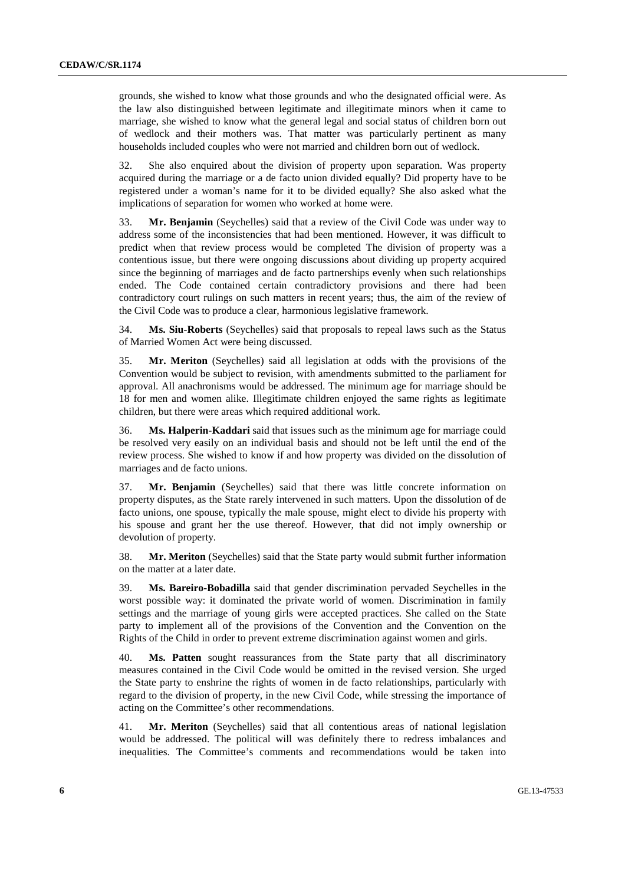grounds, she wished to know what those grounds and who the designated official were. As the law also distinguished between legitimate and illegitimate minors when it came to marriage, she wished to know what the general legal and social status of children born out of wedlock and their mothers was. That matter was particularly pertinent as many households included couples who were not married and children born out of wedlock.

32. She also enquired about the division of property upon separation. Was property acquired during the marriage or a de facto union divided equally? Did property have to be registered under a woman's name for it to be divided equally? She also asked what the implications of separation for women who worked at home were.

33. **Mr. Benjamin** (Seychelles) said that a review of the Civil Code was under way to address some of the inconsistencies that had been mentioned. However, it was difficult to predict when that review process would be completed The division of property was a contentious issue, but there were ongoing discussions about dividing up property acquired since the beginning of marriages and de facto partnerships evenly when such relationships ended. The Code contained certain contradictory provisions and there had been contradictory court rulings on such matters in recent years; thus, the aim of the review of the Civil Code was to produce a clear, harmonious legislative framework.

34. **Ms. Siu-Roberts** (Seychelles) said that proposals to repeal laws such as the Status of Married Women Act were being discussed.

35. **Mr. Meriton** (Seychelles) said all legislation at odds with the provisions of the Convention would be subject to revision, with amendments submitted to the parliament for approval. All anachronisms would be addressed. The minimum age for marriage should be 18 for men and women alike. Illegitimate children enjoyed the same rights as legitimate children, but there were areas which required additional work.

36. **Ms. Halperin-Kaddari** said that issues such as the minimum age for marriage could be resolved very easily on an individual basis and should not be left until the end of the review process. She wished to know if and how property was divided on the dissolution of marriages and de facto unions.

37. **Mr. Benjamin** (Seychelles) said that there was little concrete information on property disputes, as the State rarely intervened in such matters. Upon the dissolution of de facto unions, one spouse, typically the male spouse, might elect to divide his property with his spouse and grant her the use thereof. However, that did not imply ownership or devolution of property.

38. **Mr. Meriton** (Seychelles) said that the State party would submit further information on the matter at a later date.

39. **Ms. Bareiro-Bobadilla** said that gender discrimination pervaded Seychelles in the worst possible way: it dominated the private world of women. Discrimination in family settings and the marriage of young girls were accepted practices. She called on the State party to implement all of the provisions of the Convention and the Convention on the Rights of the Child in order to prevent extreme discrimination against women and girls.

40. **Ms. Patten** sought reassurances from the State party that all discriminatory measures contained in the Civil Code would be omitted in the revised version. She urged the State party to enshrine the rights of women in de facto relationships, particularly with regard to the division of property, in the new Civil Code, while stressing the importance of acting on the Committee's other recommendations.

41. **Mr. Meriton** (Seychelles) said that all contentious areas of national legislation would be addressed. The political will was definitely there to redress imbalances and inequalities. The Committee's comments and recommendations would be taken into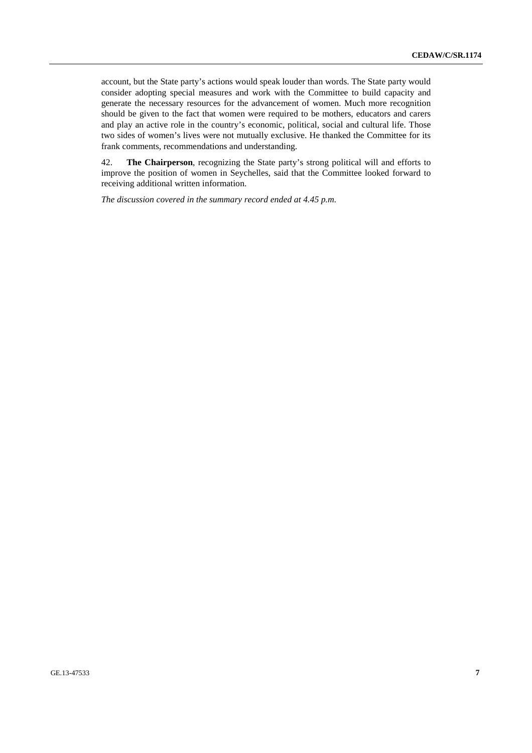account, but the State party's actions would speak louder than words. The State party would consider adopting special measures and work with the Committee to build capacity and generate the necessary resources for the advancement of women. Much more recognition should be given to the fact that women were required to be mothers, educators and carers and play an active role in the country's economic, political, social and cultural life. Those two sides of women's lives were not mutually exclusive. He thanked the Committee for its frank comments, recommendations and understanding.

42. **The Chairperson**, recognizing the State party's strong political will and efforts to improve the position of women in Seychelles, said that the Committee looked forward to receiving additional written information.

*The discussion covered in the summary record ended at 4.45 p.m.*